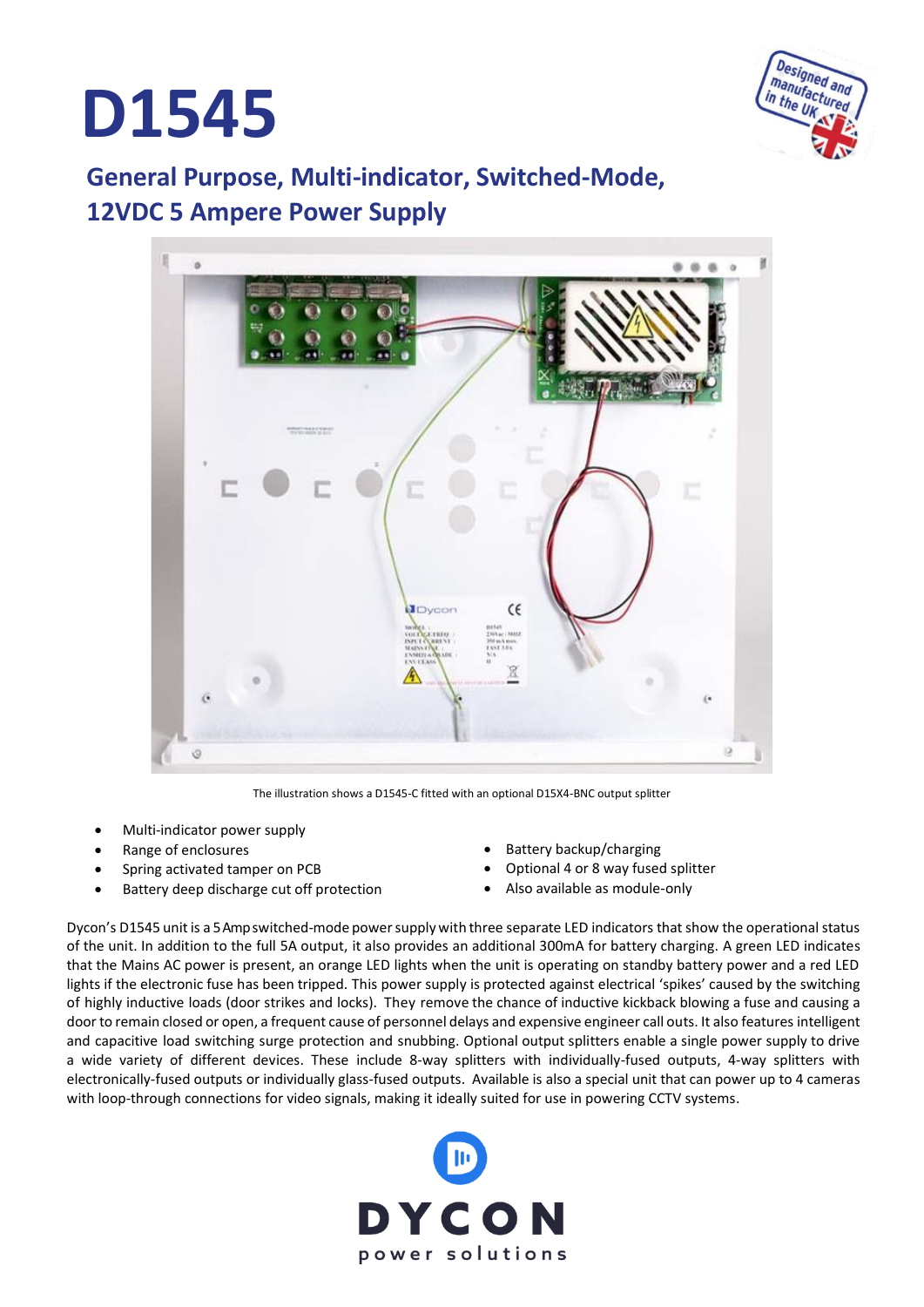# D1545

## General Purpose, Multi-indicator, Switched-Mode, 12VDC 5 Ampere Power Supply

The illustration shows a D1545-C fitted with an optional D15X4-BNC output splitter

- Multi-indicator power supply
- Range of enclosures
- Spring activated tamper on PCB
- Battery deep discharge cut off protection
- Battery backup/charging
- Optional 4 or 8 way fused splitter
- Also available as module-only

Dycon's D1545 unit is a 5 Amp switched-mode power supply with three separate LED indicators that show the operational status of the unit. In addition to the full 5A output, it also provides an additional 300mA for battery charging. A green LED indicates that the Mains AC power is present, an orange LED lights when the unit is operating on standby battery power and a red LED lights if the electronic fuse has been tripped. This power supply is protected against electrical 'spikes' caused by the switching of highly inductive loads (door strikes and locks). They remove the chance of inductive kickback blowing a fuse and causing a door to remain closed or open, a frequent cause of personnel delays and expensive engineer call outs. It also features intelligent and capacitive load switching surge protection and snubbing. Optional output splitters enable a single power supply to drive a wide variety of different devices. These include 8-way splitters with individually-fused outputs, 4-way splitters with electronically-fused outputs or individually glass-fused outputs. Available is also a special unit that can power up to 4 cameras with loop-through connections for video signals, making it ideally suited for use in powering CCTV systems.

DYCON
power solutions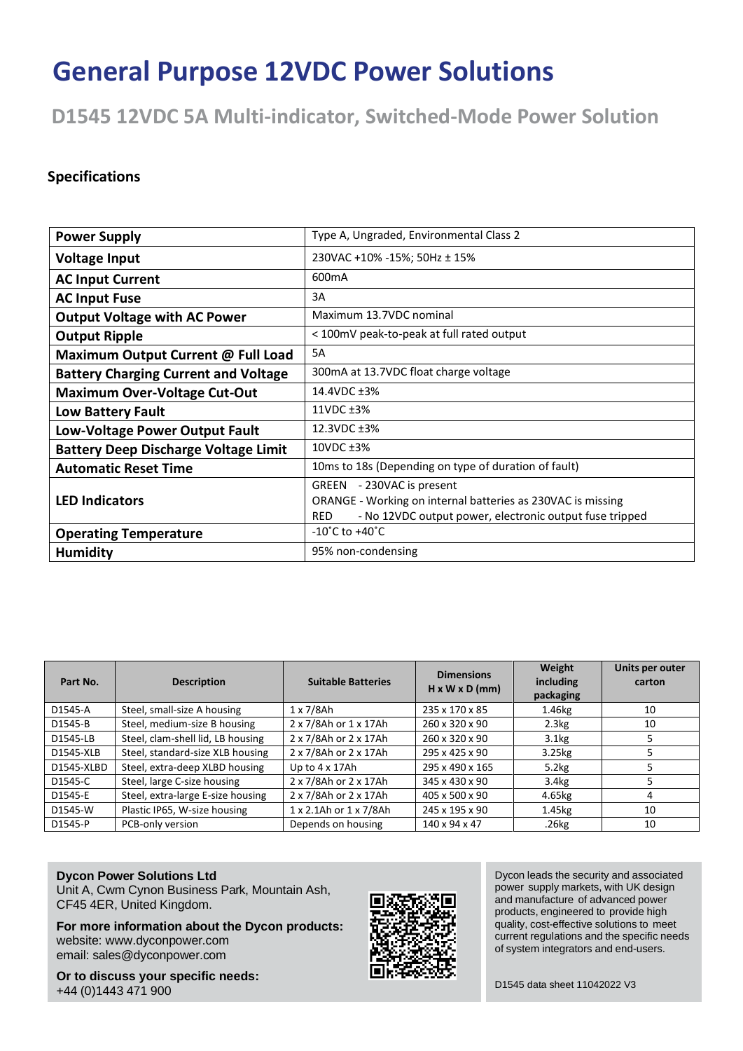# General Purpose 12VDC Power Solutions

## D1545 12VDC 5A Multi-indicator, Switched-Mode Power Solution

### Specifications

| | |
|---|---|
| **Power Supply** | Type A, Ungraded, Environmental Class 2 |
| **Voltage Input** | 230VAC +10% -15%; 50Hz ± 15% |
| **AC Input Current** | 600mA |
| **AC Input Fuse** | 3A |
| **Output Voltage with AC Power** | Maximum 13.7VDC nominal |
| **Output Ripple** | < 100mV peak-to-peak at full rated output |
| **Maximum Output Current @ Full Load** | 5A |
| **Battery Charging Current and Voltage** | 300mA at 13.7VDC float charge voltage |
| **Maximum Over-Voltage Cut-Out** | 14.4VDC ±3% |
| **Low Battery Fault** | 11VDC ±3% |
| **Low-Voltage Power Output Fault** | 12.3VDC ±3% |
| **Battery Deep Discharge Voltage Limit** | 10VDC ±3% |
| **Automatic Reset Time** | 10ms to 18s (Depending on type of duration of fault) |
| **LED Indicators** | GREEN - 230VAC is present<br>ORANGE - Working on internal batteries as 230VAC is missing<br>RED - No 12VDC output power, electronic output fuse tripped |
| **Operating Temperature** | -10˚C to +40˚C |
| **Humidity** | 95% non-condensing |

| Part No. | Description | Suitable Batteries | Dimensions H x W x D (mm) | Weight including packaging | Units per outer carton |
|---|---|---|---|---|---|
| D1545-A | Steel, small-size A housing | 1 x 7/8Ah | 235 x 170 x 85 | 1.46kg | 10 |
| D1545-B | Steel, medium-size B housing | 2 x 7/8Ah or 1 x 17Ah | 260 x 320 x 90 | 2.3kg | 10 |
| D1545-LB | Steel, clam-shell lid, LB housing | 2 x 7/8Ah or 2 x 17Ah | 260 x 320 x 90 | 3.1kg | 5 |
| D1545-XLB | Steel, standard-size XLB housing | 2 x 7/8Ah or 2 x 17Ah | 295 x 425 x 90 | 3.25kg | 5 |
| D1545-XLBD | Steel, extra-deep XLBD housing | Up to 4 x 17Ah | 295 x 490 x 165 | 5.2kg | 5 |
| D1545-C | Steel, large C-size housing | 2 x 7/8Ah or 2 x 17Ah | 345 x 430 x 90 | 3.4kg | 5 |
| D1545-E | Steel, extra-large E-size housing | 2 x 7/8Ah or 2 x 17Ah | 405 x 500 x 90 | 4.65kg | 4 |
| D1545-W | Plastic IP65, W-size housing | 1 x 2.1Ah or 1 x 7/8Ah | 245 x 195 x 90 | 1.45kg | 10 |
| D1545-P | PCB-only version | Depends on housing | 140 x 94 x 47 | .26kg | 10 |

**Dycon Power Solutions Ltd**
Unit A, Cwm Cynon Business Park, Mountain Ash, CF45 4ER, United Kingdom.

**For more information about the Dycon products:**
website: www.dyconpower.com
email: sales@dyconpower.com

**Or to discuss your specific needs:**
+44 (0)1443 471 900

Dycon leads the security and associated power supply markets, with UK design and manufacture of advanced power products, engineered to provide high quality, cost-effective solutions to meet current regulations and the specific needs of system integrators and end-users.

D1545 data sheet 11042022 V3